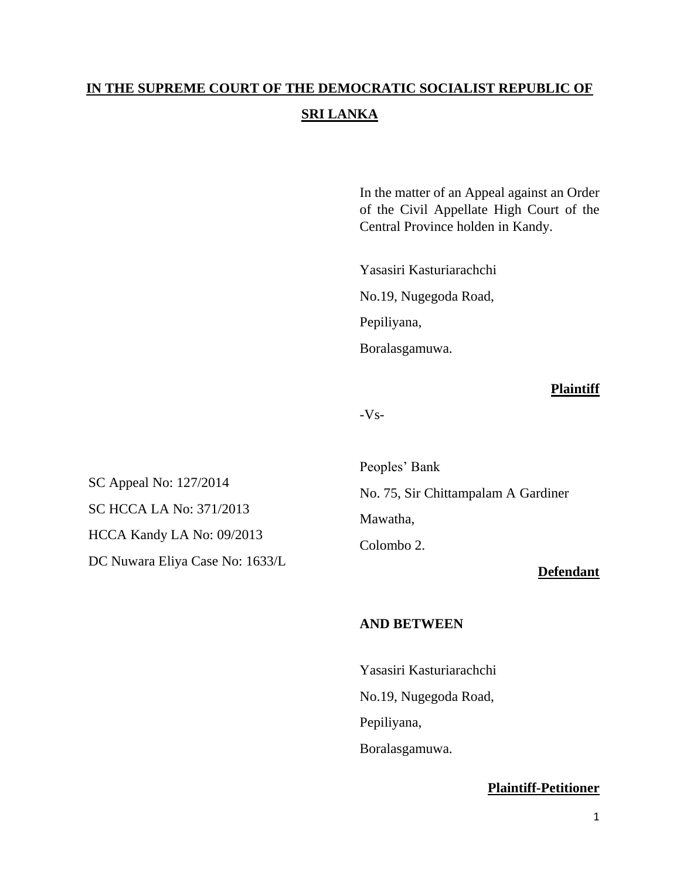**IN THE SUPREME COURT OF THE DEMOCRATIC SOCIALIST REPUBLIC OF SRI LANKA**

In the matter of an Appeal against an Order of the Civil Appellate High Court of the Central Province holden in Kandy.

SC Appeal No: 127/2014

SC HCCA LA No: 371/2013

HCCA Kandy LA No: 09/2013

DC Nuwara Eliya Case No: 1633/L

Yasasiri Kasturiarachchi

No.19, Nugegoda Road,

Pepiliyana,

Boralasgamuwa.

**Plaintiff**

-Vs-

Peoples' Bank

No. 75, Sir Chittampalam A Gardiner Mawatha,

Colombo 2.

**Defendant**

**AND BETWEEN**

Yasasiri Kasturiarachchi

No.19, Nugegoda Road,

Pepiliyana,

Boralasgamuwa.

**Plaintiff-Petitioner**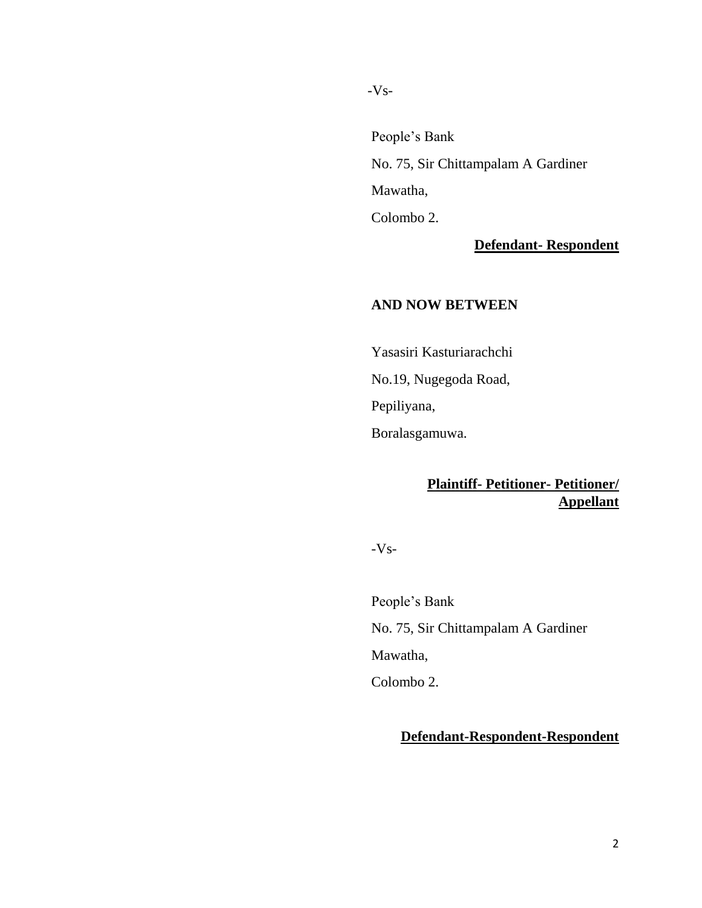-Vs-

People's Bank

No. 75, Sir Chittampalam A Gardiner

Mawatha,

Colombo 2.

**Defendant- Respondent**

**AND NOW BETWEEN**

Yasasiri Kasturiarachchi

No.19, Nugegoda Road,

Pepiliyana,

Boralasgamuwa.

**Plaintiff- Petitioner- Petitioner/ Appellant**

-Vs-

People's Bank

No. 75, Sir Chittampalam A Gardiner

Mawatha,

Colombo 2.

**Defendant-Respondent-Respondent**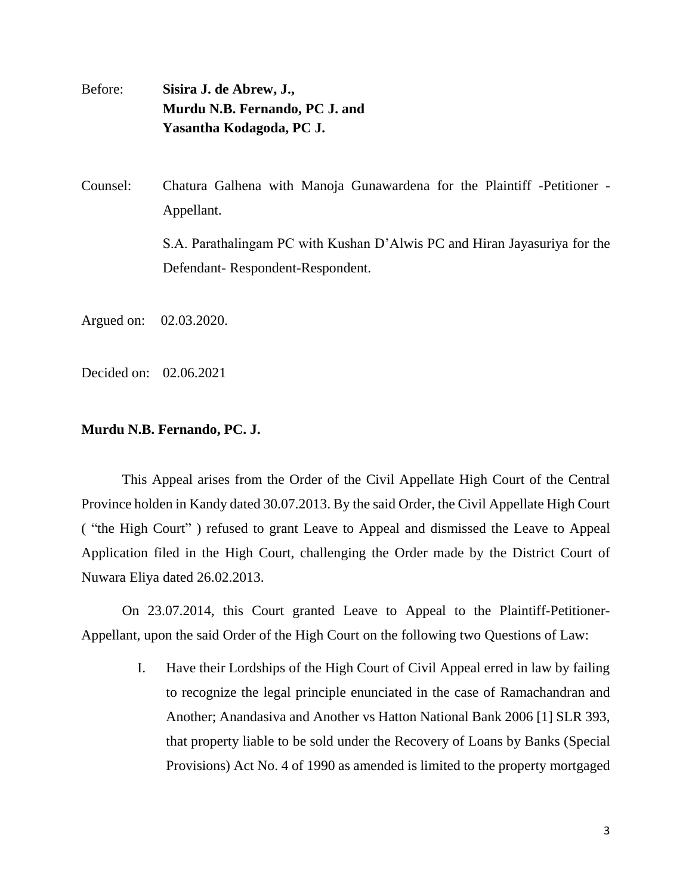Before: **Sisira J. de Abrew, J.,**
**Murdu N.B. Fernando, PC J. and**
**Yasantha Kodagoda, PC J.**

Counsel: Chatura Galhena with Manoja Gunawardena for the Plaintiff -Petitioner - Appellant.

S.A. Parathalingam PC with Kushan D'Alwis PC and Hiran Jayasuriya for the Defendant- Respondent-Respondent.

Argued on: 02.03.2020.

Decided on: 02.06.2021

**Murdu N.B. Fernando, PC. J.**

This Appeal arises from the Order of the Civil Appellate High Court of the Central Province holden in Kandy dated 30.07.2013. By the said Order, the Civil Appellate High Court ( "the High Court" ) refused to grant Leave to Appeal and dismissed the Leave to Appeal Application filed in the High Court, challenging the Order made by the District Court of Nuwara Eliya dated 26.02.2013.

On 23.07.2014, this Court granted Leave to Appeal to the Plaintiff-Petitioner-Appellant, upon the said Order of the High Court on the following two Questions of Law:

I. Have their Lordships of the High Court of Civil Appeal erred in law by failing to recognize the legal principle enunciated in the case of Ramachandran and Another; Anandasiva and Another vs Hatton National Bank 2006 [1] SLR 393, that property liable to be sold under the Recovery of Loans by Banks (Special Provisions) Act No. 4 of 1990 as amended is limited to the property mortgaged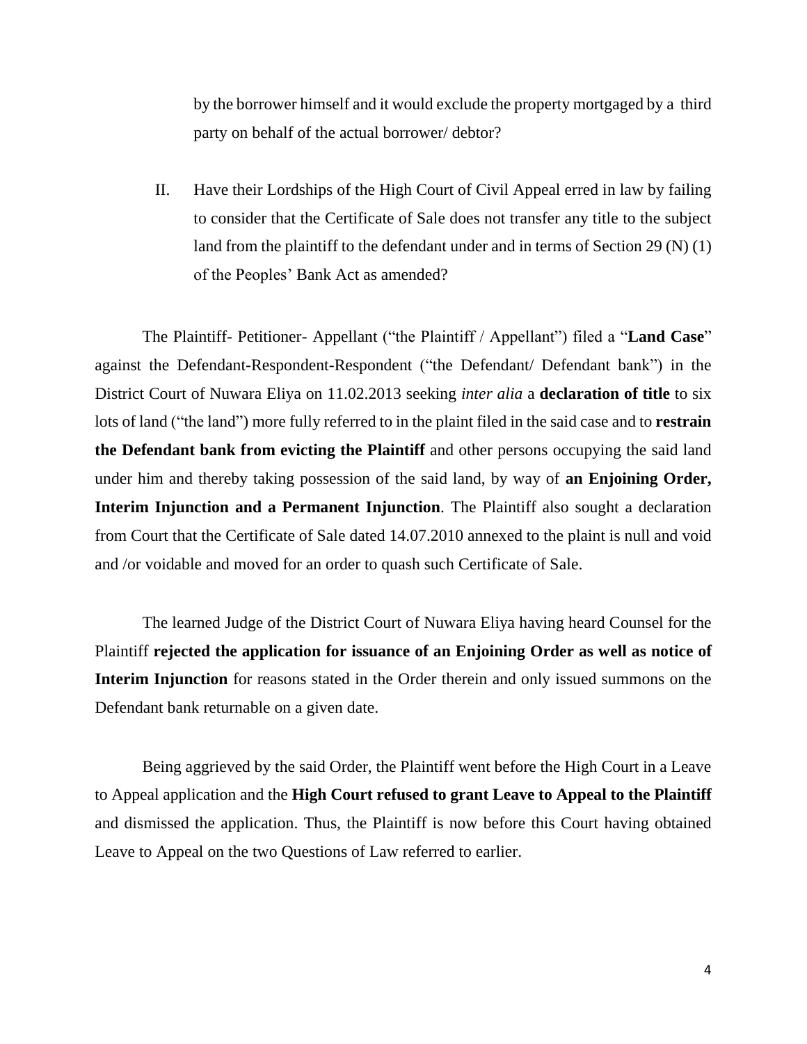by the borrower himself and it would exclude the property mortgaged by a third party on behalf of the actual borrower/ debtor?

II. Have their Lordships of the High Court of Civil Appeal erred in law by failing to consider that the Certificate of Sale does not transfer any title to the subject land from the plaintiff to the defendant under and in terms of Section 29 (N) (1) of the Peoples' Bank Act as amended?

The Plaintiff- Petitioner- Appellant ("the Plaintiff / Appellant") filed a "**Land Case**" against the Defendant-Respondent-Respondent ("the Defendant/ Defendant bank") in the District Court of Nuwara Eliya on 11.02.2013 seeking *inter alia* a **declaration of title** to six lots of land ("the land") more fully referred to in the plaint filed in the said case and to **restrain the Defendant bank from evicting the Plaintiff** and other persons occupying the said land under him and thereby taking possession of the said land, by way of **an Enjoining Order, Interim Injunction and a Permanent Injunction**. The Plaintiff also sought a declaration from Court that the Certificate of Sale dated 14.07.2010 annexed to the plaint is null and void and /or voidable and moved for an order to quash such Certificate of Sale.

The learned Judge of the District Court of Nuwara Eliya having heard Counsel for the Plaintiff **rejected the application for issuance of an Enjoining Order as well as notice of Interim Injunction** for reasons stated in the Order therein and only issued summons on the Defendant bank returnable on a given date.

Being aggrieved by the said Order, the Plaintiff went before the High Court in a Leave to Appeal application and the **High Court refused to grant Leave to Appeal to the Plaintiff** and dismissed the application. Thus, the Plaintiff is now before this Court having obtained Leave to Appeal on the two Questions of Law referred to earlier.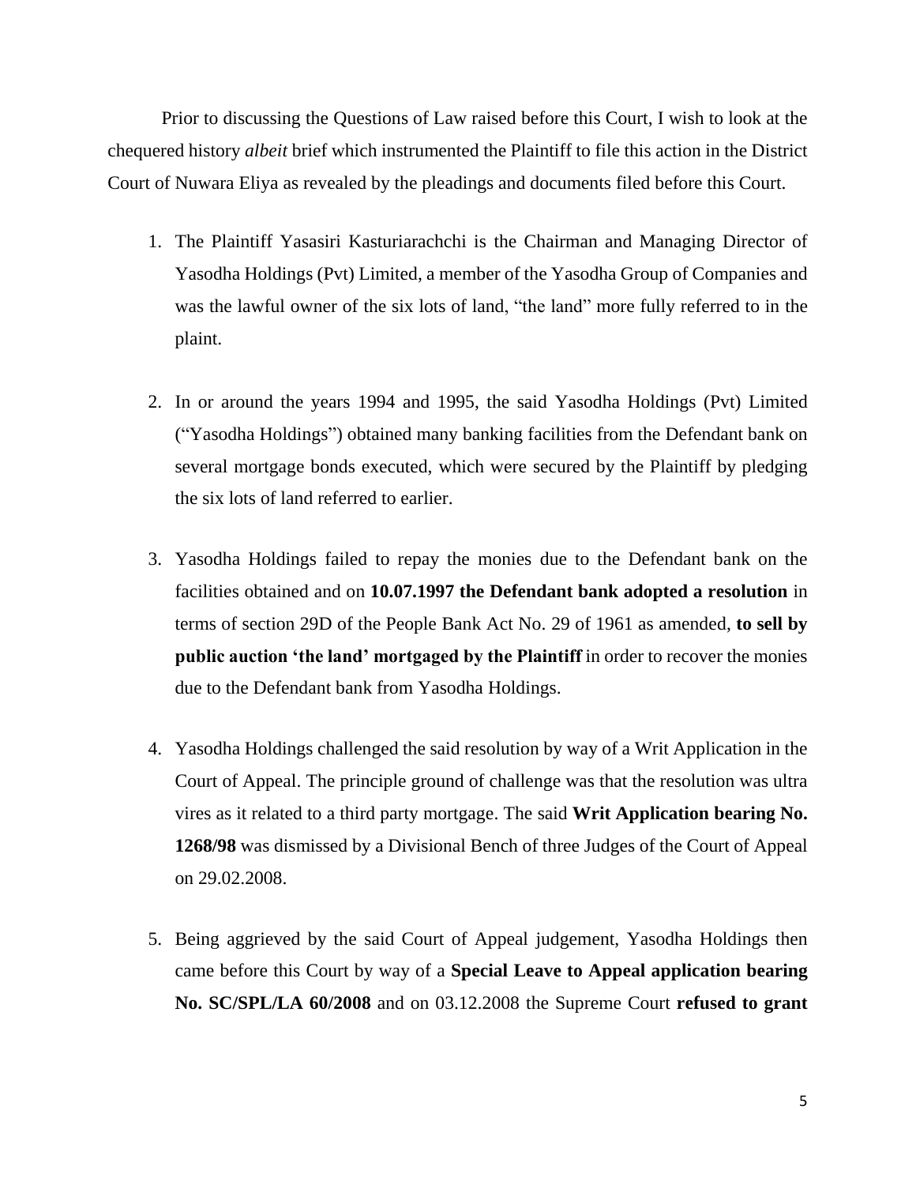Prior to discussing the Questions of Law raised before this Court, I wish to look at the chequered history *albeit* brief which instrumented the Plaintiff to file this action in the District Court of Nuwara Eliya as revealed by the pleadings and documents filed before this Court.

1. The Plaintiff Yasasiri Kasturiarachchi is the Chairman and Managing Director of Yasodha Holdings (Pvt) Limited, a member of the Yasodha Group of Companies and was the lawful owner of the six lots of land, "the land" more fully referred to in the plaint.

2. In or around the years 1994 and 1995, the said Yasodha Holdings (Pvt) Limited ("Yasodha Holdings") obtained many banking facilities from the Defendant bank on several mortgage bonds executed, which were secured by the Plaintiff by pledging the six lots of land referred to earlier.

3. Yasodha Holdings failed to repay the monies due to the Defendant bank on the facilities obtained and on **10.07.1997 the Defendant bank adopted a resolution** in terms of section 29D of the People Bank Act No. 29 of 1961 as amended, **to sell by public auction 'the land' mortgaged by the Plaintiff** in order to recover the monies due to the Defendant bank from Yasodha Holdings.

4. Yasodha Holdings challenged the said resolution by way of a Writ Application in the Court of Appeal. The principle ground of challenge was that the resolution was ultra vires as it related to a third party mortgage. The said **Writ Application bearing No. 1268/98** was dismissed by a Divisional Bench of three Judges of the Court of Appeal on 29.02.2008.

5. Being aggrieved by the said Court of Appeal judgement, Yasodha Holdings then came before this Court by way of a **Special Leave to Appeal application bearing No. SC/SPL/LA 60/2008** and on 03.12.2008 the Supreme Court **refused to grant**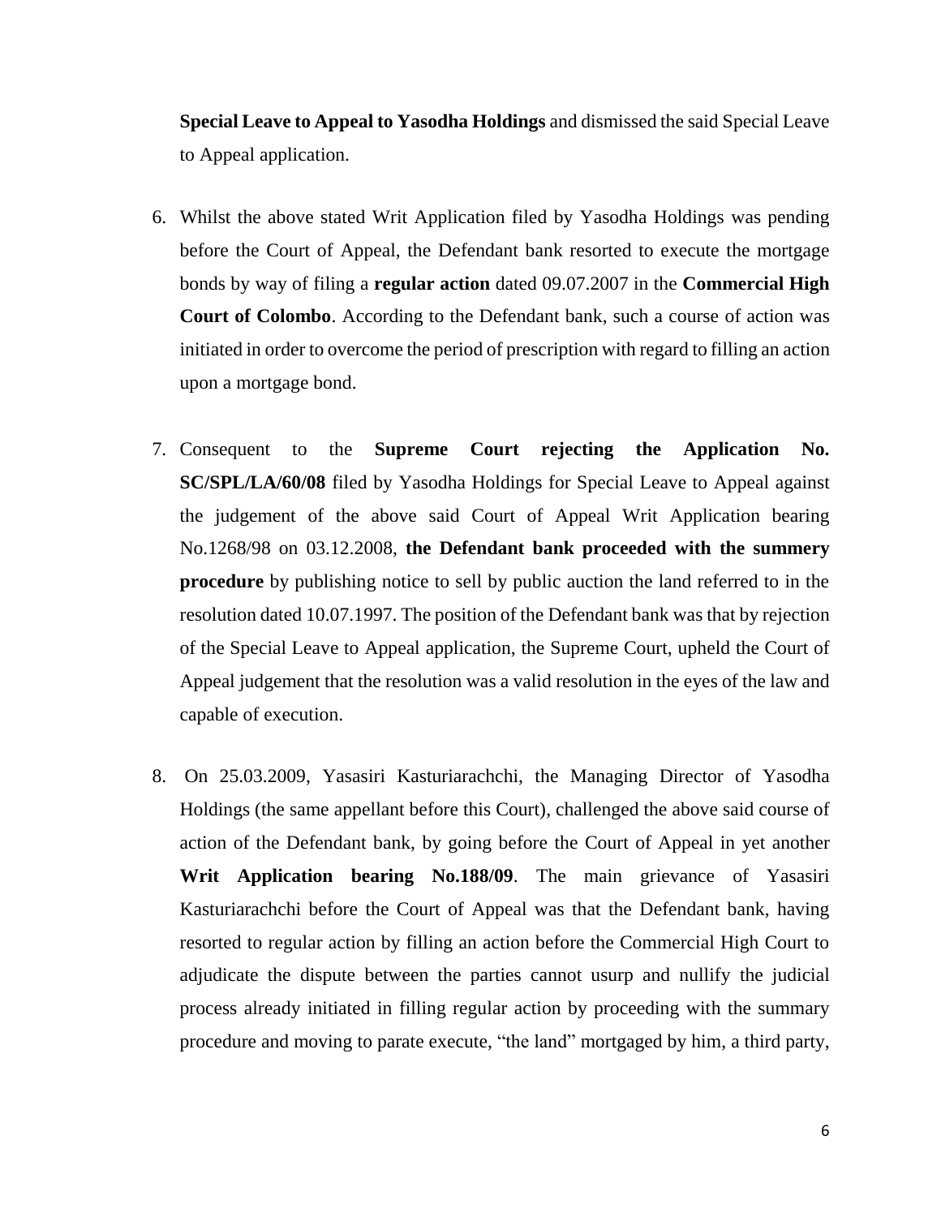**Special Leave to Appeal to Yasodha Holdings** and dismissed the said Special Leave to Appeal application.

6. Whilst the above stated Writ Application filed by Yasodha Holdings was pending before the Court of Appeal, the Defendant bank resorted to execute the mortgage bonds by way of filing a **regular action** dated 09.07.2007 in the **Commercial High Court of Colombo**. According to the Defendant bank, such a course of action was initiated in order to overcome the period of prescription with regard to filling an action upon a mortgage bond.

7. Consequent to the **Supreme Court rejecting the Application No. SC/SPL/LA/60/08** filed by Yasodha Holdings for Special Leave to Appeal against the judgement of the above said Court of Appeal Writ Application bearing No.1268/98 on 03.12.2008, **the Defendant bank proceeded with the summery procedure** by publishing notice to sell by public auction the land referred to in the resolution dated 10.07.1997. The position of the Defendant bank was that by rejection of the Special Leave to Appeal application, the Supreme Court, upheld the Court of Appeal judgement that the resolution was a valid resolution in the eyes of the law and capable of execution.

8. On 25.03.2009, Yasasiri Kasturiarachchi, the Managing Director of Yasodha Holdings (the same appellant before this Court), challenged the above said course of action of the Defendant bank, by going before the Court of Appeal in yet another **Writ Application bearing No.188/09**. The main grievance of Yasasiri Kasturiarachchi before the Court of Appeal was that the Defendant bank, having resorted to regular action by filling an action before the Commercial High Court to adjudicate the dispute between the parties cannot usurp and nullify the judicial process already initiated in filling regular action by proceeding with the summary procedure and moving to parate execute, "the land" mortgaged by him, a third party,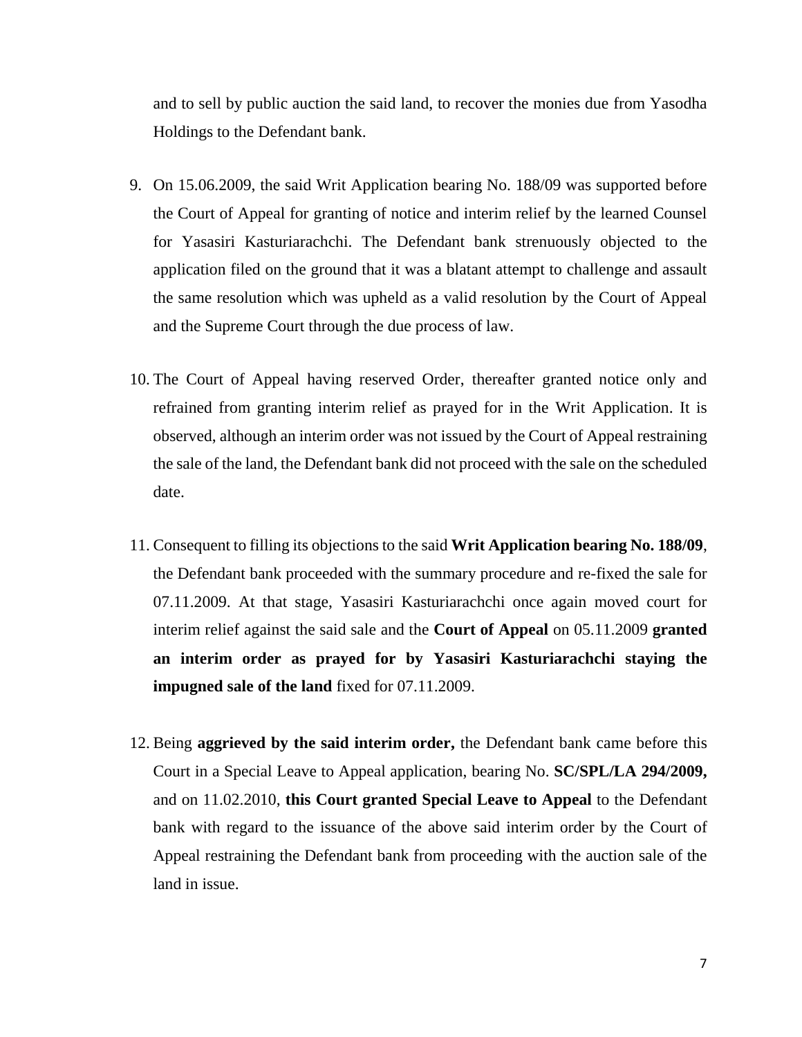and to sell by public auction the said land, to recover the monies due from Yasodha Holdings to the Defendant bank.

9. On 15.06.2009, the said Writ Application bearing No. 188/09 was supported before the Court of Appeal for granting of notice and interim relief by the learned Counsel for Yasasiri Kasturiarachchi. The Defendant bank strenuously objected to the application filed on the ground that it was a blatant attempt to challenge and assault the same resolution which was upheld as a valid resolution by the Court of Appeal and the Supreme Court through the due process of law.

10. The Court of Appeal having reserved Order, thereafter granted notice only and refrained from granting interim relief as prayed for in the Writ Application. It is observed, although an interim order was not issued by the Court of Appeal restraining the sale of the land, the Defendant bank did not proceed with the sale on the scheduled date.

11. Consequent to filling its objections to the said **Writ Application bearing No. 188/09**, the Defendant bank proceeded with the summary procedure and re-fixed the sale for 07.11.2009. At that stage, Yasasiri Kasturiarachchi once again moved court for interim relief against the said sale and the **Court of Appeal** on 05.11.2009 **granted an interim order as prayed for by Yasasiri Kasturiarachchi staying the impugned sale of the land** fixed for 07.11.2009.

12. Being **aggrieved by the said interim order,** the Defendant bank came before this Court in a Special Leave to Appeal application, bearing No. **SC/SPL/LA 294/2009,** and on 11.02.2010, **this Court granted Special Leave to Appeal** to the Defendant bank with regard to the issuance of the above said interim order by the Court of Appeal restraining the Defendant bank from proceeding with the auction sale of the land in issue.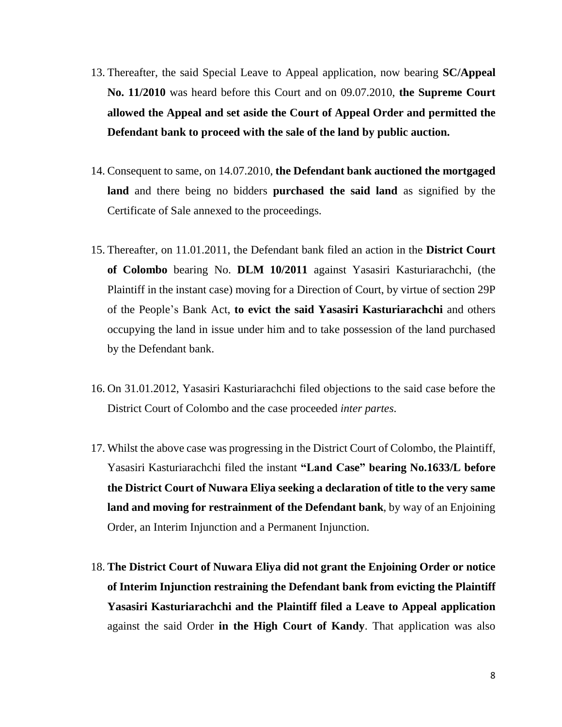13. Thereafter, the said Special Leave to Appeal application, now bearing **SC/Appeal No. 11/2010** was heard before this Court and on 09.07.2010, **the Supreme Court allowed the Appeal and set aside the Court of Appeal Order and permitted the Defendant bank to proceed with the sale of the land by public auction.**

14. Consequent to same, on 14.07.2010, **the Defendant bank auctioned the mortgaged land** and there being no bidders **purchased the said land** as signified by the Certificate of Sale annexed to the proceedings.

15. Thereafter, on 11.01.2011, the Defendant bank filed an action in the **District Court of Colombo** bearing No. **DLM 10/2011** against Yasasiri Kasturiarachchi, (the Plaintiff in the instant case) moving for a Direction of Court, by virtue of section 29P of the People's Bank Act, **to evict the said Yasasiri Kasturiarachchi** and others occupying the land in issue under him and to take possession of the land purchased by the Defendant bank.

16. On 31.01.2012, Yasasiri Kasturiarachchi filed objections to the said case before the District Court of Colombo and the case proceeded *inter partes*.

17. Whilst the above case was progressing in the District Court of Colombo, the Plaintiff, Yasasiri Kasturiarachchi filed the instant **"Land Case" bearing No.1633/L before the District Court of Nuwara Eliya seeking a declaration of title to the very same land and moving for restrainment of the Defendant bank**, by way of an Enjoining Order, an Interim Injunction and a Permanent Injunction.

18. **The District Court of Nuwara Eliya did not grant the Enjoining Order or notice of Interim Injunction restraining the Defendant bank from evicting the Plaintiff Yasasiri Kasturiarachchi and the Plaintiff filed a Leave to Appeal application** against the said Order **in the High Court of Kandy**. That application was also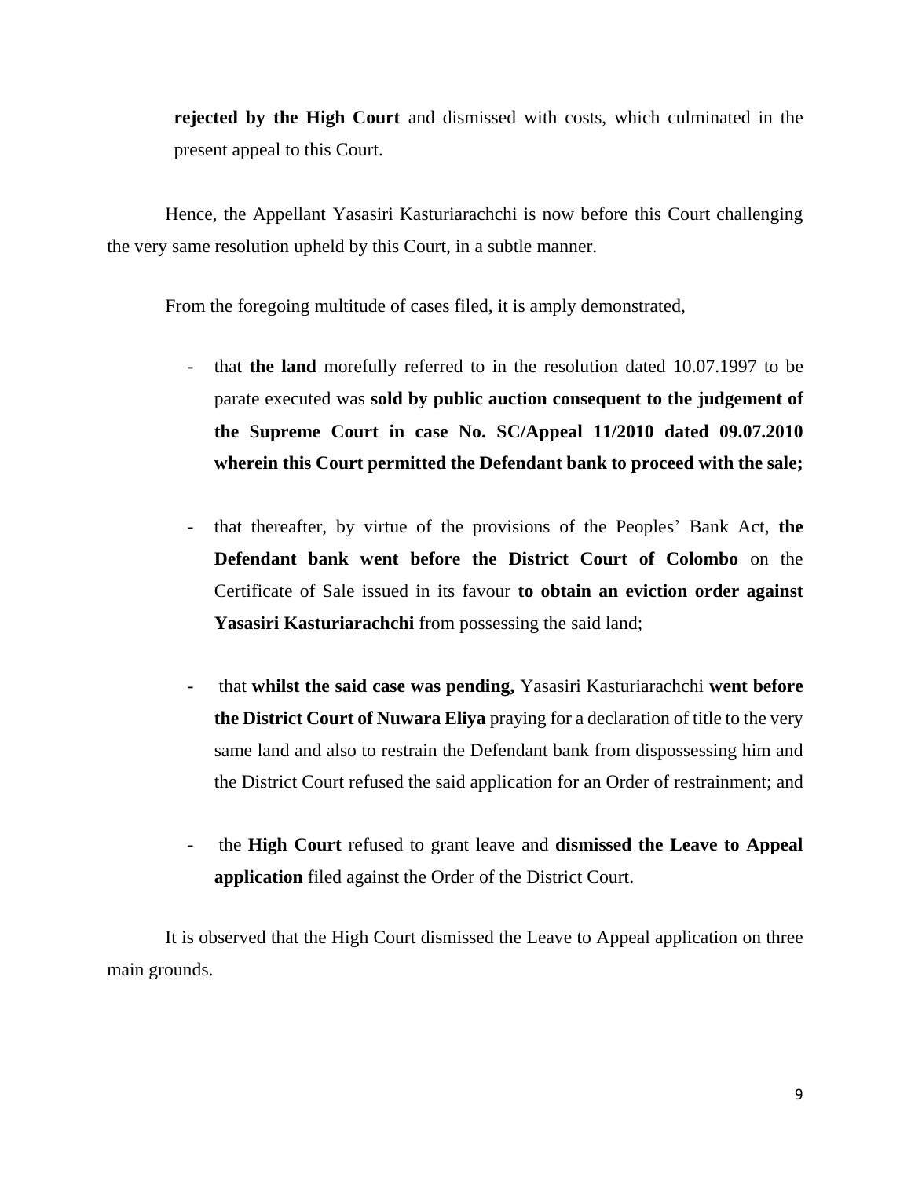**rejected by the High Court** and dismissed with costs, which culminated in the present appeal to this Court.

Hence, the Appellant Yasasiri Kasturiarachchi is now before this Court challenging the very same resolution upheld by this Court, in a subtle manner.

From the foregoing multitude of cases filed, it is amply demonstrated,

- that **the land** morefully referred to in the resolution dated 10.07.1997 to be parate executed was **sold by public auction consequent to the judgement of the Supreme Court in case No. SC/Appeal 11/2010 dated 09.07.2010 wherein this Court permitted the Defendant bank to proceed with the sale;**

- that thereafter, by virtue of the provisions of the Peoples' Bank Act, **the Defendant bank went before the District Court of Colombo** on the Certificate of Sale issued in its favour **to obtain an eviction order against Yasasiri Kasturiarachchi** from possessing the said land;

- that **whilst the said case was pending,** Yasasiri Kasturiarachchi **went before the District Court of Nuwara Eliya** praying for a declaration of title to the very same land and also to restrain the Defendant bank from dispossessing him and the District Court refused the said application for an Order of restrainment; and

- the **High Court** refused to grant leave and **dismissed the Leave to Appeal application** filed against the Order of the District Court.

It is observed that the High Court dismissed the Leave to Appeal application on three main grounds.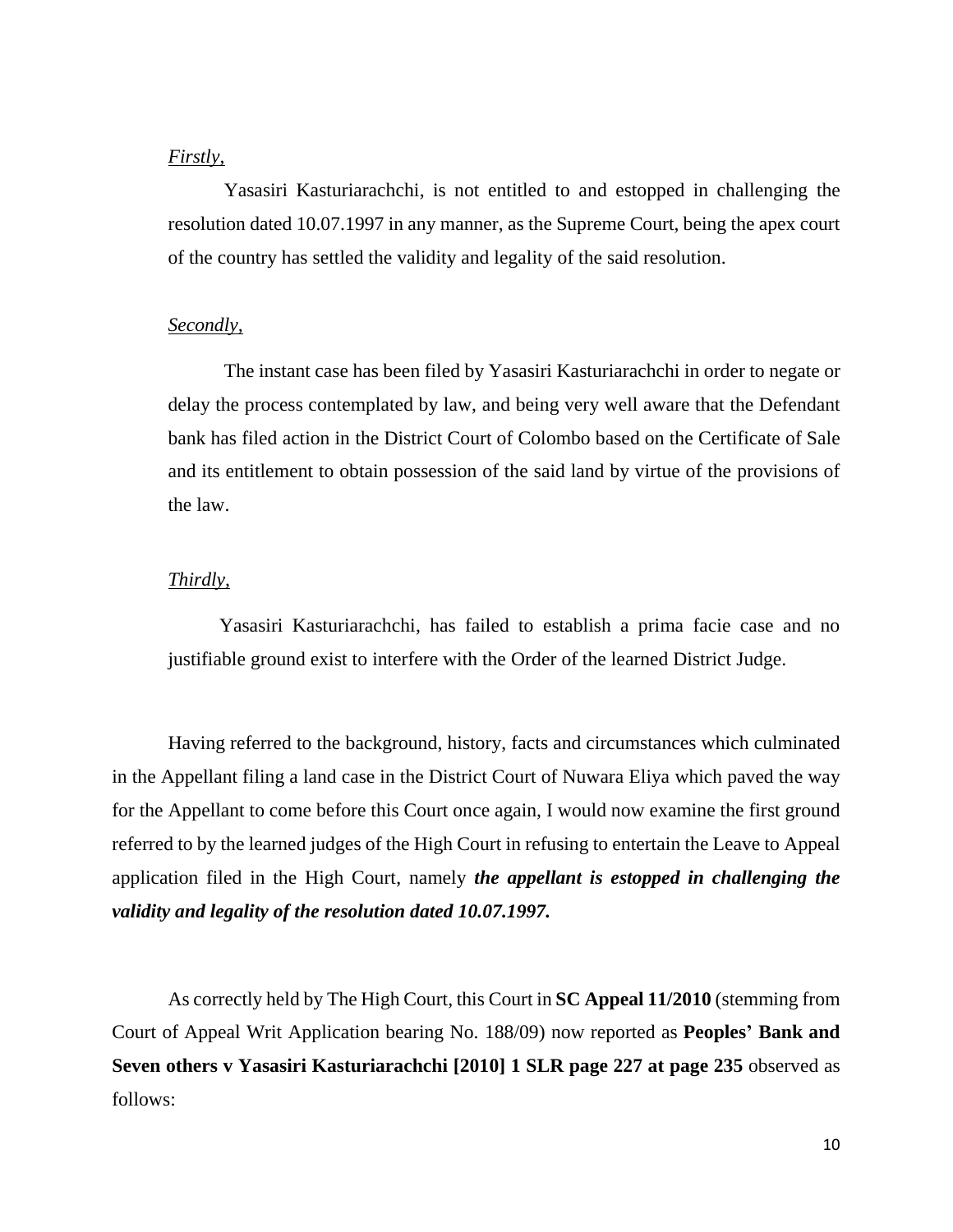*Firstly,*

Yasasiri Kasturiarachchi, is not entitled to and estopped in challenging the resolution dated 10.07.1997 in any manner, as the Supreme Court, being the apex court of the country has settled the validity and legality of the said resolution.

*Secondly,*

The instant case has been filed by Yasasiri Kasturiarachchi in order to negate or delay the process contemplated by law, and being very well aware that the Defendant bank has filed action in the District Court of Colombo based on the Certificate of Sale and its entitlement to obtain possession of the said land by virtue of the provisions of the law.

*Thirdly,*

Yasasiri Kasturiarachchi, has failed to establish a prima facie case and no justifiable ground exist to interfere with the Order of the learned District Judge.

Having referred to the background, history, facts and circumstances which culminated in the Appellant filing a land case in the District Court of Nuwara Eliya which paved the way for the Appellant to come before this Court once again, I would now examine the first ground referred to by the learned judges of the High Court in refusing to entertain the Leave to Appeal application filed in the High Court, namely ***the appellant is estopped in challenging the validity and legality of the resolution dated 10.07.1997.***

As correctly held by The High Court, this Court in **SC Appeal 11/2010** (stemming from Court of Appeal Writ Application bearing No. 188/09) now reported as **Peoples' Bank and Seven others v Yasasiri Kasturiarachchi [2010] 1 SLR page 227 at page 235** observed as follows: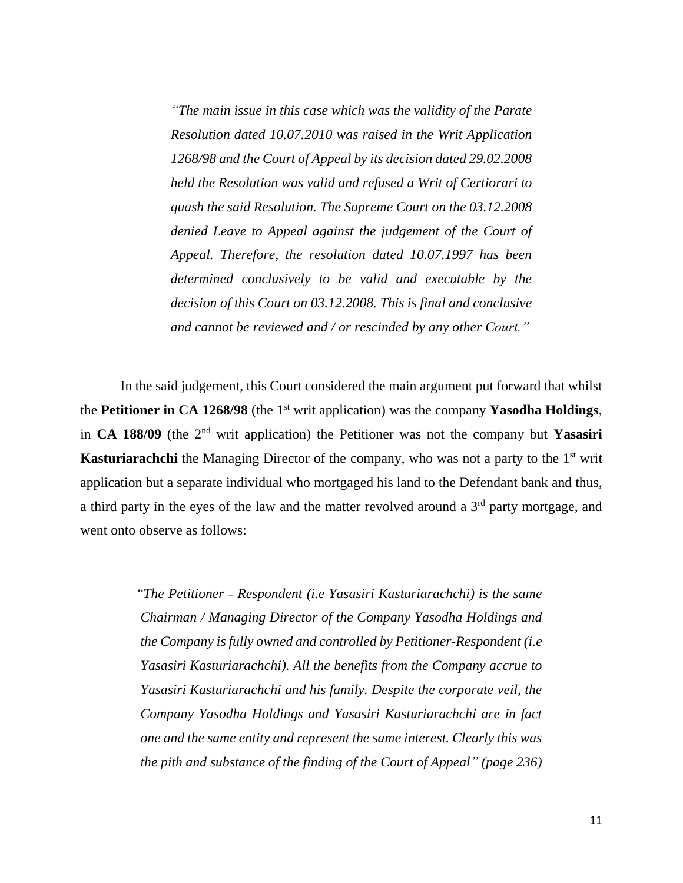> *"The main issue in this case which was the validity of the Parate Resolution dated 10.07.2010 was raised in the Writ Application 1268/98 and the Court of Appeal by its decision dated 29.02.2008 held the Resolution was valid and refused a Writ of Certiorari to quash the said Resolution. The Supreme Court on the 03.12.2008 denied Leave to Appeal against the judgement of the Court of Appeal. Therefore, the resolution dated 10.07.1997 has been determined conclusively to be valid and executable by the decision of this Court on 03.12.2008. This is final and conclusive and cannot be reviewed and / or rescinded by any other Court."*

In the said judgement, this Court considered the main argument put forward that whilst the **Petitioner in CA 1268/98** (the 1st writ application) was the company **Yasodha Holdings**, in **CA 188/09** (the 2nd writ application) the Petitioner was not the company but **Yasasiri Kasturiarachchi** the Managing Director of the company, who was not a party to the 1st writ application but a separate individual who mortgaged his land to the Defendant bank and thus, a third party in the eyes of the law and the matter revolved around a 3rd party mortgage, and went onto observe as follows:

> *"The Petitioner – Respondent (i.e Yasasiri Kasturiarachchi) is the same Chairman / Managing Director of the Company Yasodha Holdings and the Company is fully owned and controlled by Petitioner-Respondent (i.e Yasasiri Kasturiarachchi). All the benefits from the Company accrue to Yasasiri Kasturiarachchi and his family. Despite the corporate veil, the Company Yasodha Holdings and Yasasiri Kasturiarachchi are in fact one and the same entity and represent the same interest. Clearly this was the pith and substance of the finding of the Court of Appeal" (page 236)*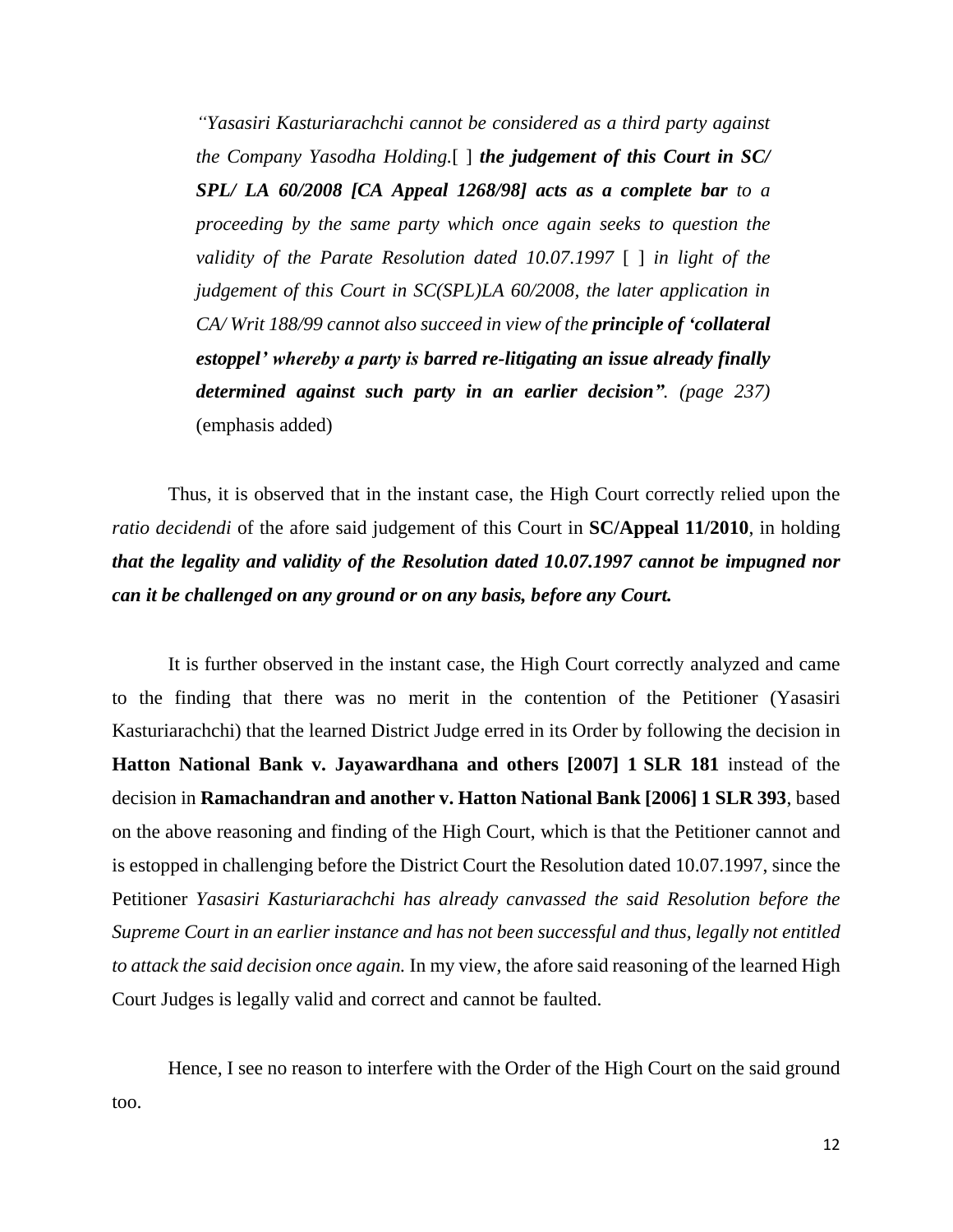> *"Yasasiri Kasturiarachchi cannot be considered as a third party against the Company Yasodha Holding.*[ ] ***the judgement of this Court in SC/ SPL/ LA 60/2008 [CA Appeal 1268/98] acts as a complete bar*** *to a proceeding by the same party which once again seeks to question the validity of the Parate Resolution dated 10.07.1997* [ ] *in light of the judgement of this Court in SC(SPL)LA 60/2008, the later application in CA/ Writ 188/99 cannot also succeed in view of the* ***principle of 'collateral estoppel' whereby a party is barred re-litigating an issue already finally determined against such party in an earlier decision".*** *(page 237)* (emphasis added)

Thus, it is observed that in the instant case, the High Court correctly relied upon the *ratio decidendi* of the afore said judgement of this Court in **SC/Appeal 11/2010**, in holding ***that the legality and validity of the Resolution dated 10.07.1997 cannot be impugned nor can it be challenged on any ground or on any basis, before any Court.***

It is further observed in the instant case, the High Court correctly analyzed and came to the finding that there was no merit in the contention of the Petitioner (Yasasiri Kasturiarachchi) that the learned District Judge erred in its Order by following the decision in **Hatton National Bank v. Jayawardhana and others [2007] 1 SLR 181** instead of the decision in **Ramachandran and another v. Hatton National Bank [2006] 1 SLR 393**, based on the above reasoning and finding of the High Court, which is that the Petitioner cannot and is estopped in challenging before the District Court the Resolution dated 10.07.1997, since the Petitioner *Yasasiri Kasturiarachchi has already canvassed the said Resolution before the Supreme Court in an earlier instance and has not been successful and thus, legally not entitled to attack the said decision once again.* In my view, the afore said reasoning of the learned High Court Judges is legally valid and correct and cannot be faulted.

Hence, I see no reason to interfere with the Order of the High Court on the said ground too.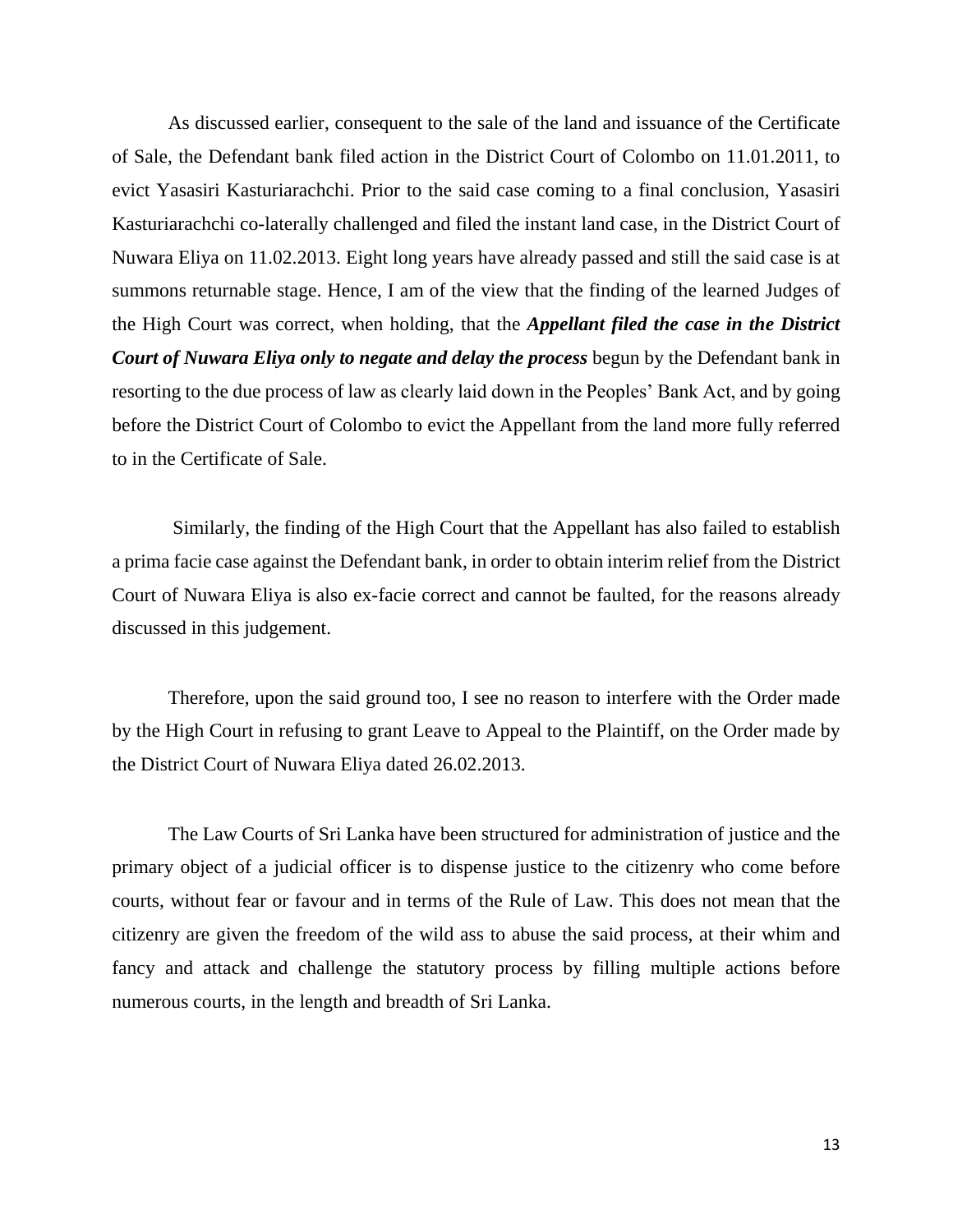As discussed earlier, consequent to the sale of the land and issuance of the Certificate of Sale, the Defendant bank filed action in the District Court of Colombo on 11.01.2011, to evict Yasasiri Kasturiarachchi. Prior to the said case coming to a final conclusion, Yasasiri Kasturiarachchi co-laterally challenged and filed the instant land case, in the District Court of Nuwara Eliya on 11.02.2013. Eight long years have already passed and still the said case is at summons returnable stage. Hence, I am of the view that the finding of the learned Judges of the High Court was correct, when holding, that the ***Appellant filed the case in the District Court of Nuwara Eliya only to negate and delay the process*** begun by the Defendant bank in resorting to the due process of law as clearly laid down in the Peoples' Bank Act, and by going before the District Court of Colombo to evict the Appellant from the land more fully referred to in the Certificate of Sale.

Similarly, the finding of the High Court that the Appellant has also failed to establish a prima facie case against the Defendant bank, in order to obtain interim relief from the District Court of Nuwara Eliya is also ex-facie correct and cannot be faulted, for the reasons already discussed in this judgement.

Therefore, upon the said ground too, I see no reason to interfere with the Order made by the High Court in refusing to grant Leave to Appeal to the Plaintiff, on the Order made by the District Court of Nuwara Eliya dated 26.02.2013.

The Law Courts of Sri Lanka have been structured for administration of justice and the primary object of a judicial officer is to dispense justice to the citizenry who come before courts, without fear or favour and in terms of the Rule of Law. This does not mean that the citizenry are given the freedom of the wild ass to abuse the said process, at their whim and fancy and attack and challenge the statutory process by filling multiple actions before numerous courts, in the length and breadth of Sri Lanka.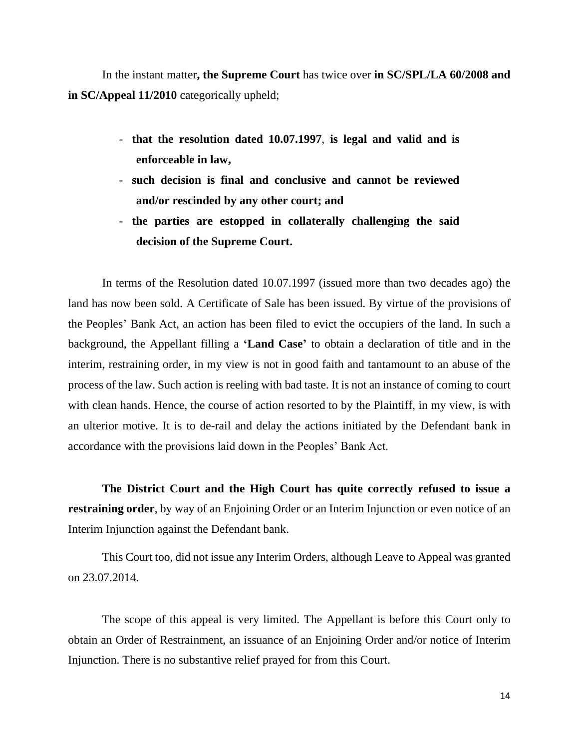In the instant matter**, the Supreme Court** has twice over **in SC/SPL/LA 60/2008 and in SC/Appeal 11/2010** categorically upheld;

- **that the resolution dated 10.07.1997**, **is legal and valid and is enforceable in law,**
- **such decision is final and conclusive and cannot be reviewed and/or rescinded by any other court; and**
- **the parties are estopped in collaterally challenging the said decision of the Supreme Court.**

In terms of the Resolution dated 10.07.1997 (issued more than two decades ago) the land has now been sold. A Certificate of Sale has been issued. By virtue of the provisions of the Peoples' Bank Act, an action has been filed to evict the occupiers of the land. In such a background, the Appellant filling a **'Land Case'** to obtain a declaration of title and in the interim, restraining order, in my view is not in good faith and tantamount to an abuse of the process of the law. Such action is reeling with bad taste. It is not an instance of coming to court with clean hands. Hence, the course of action resorted to by the Plaintiff, in my view, is with an ulterior motive. It is to de-rail and delay the actions initiated by the Defendant bank in accordance with the provisions laid down in the Peoples' Bank Act.

**The District Court and the High Court has quite correctly refused to issue a restraining order**, by way of an Enjoining Order or an Interim Injunction or even notice of an Interim Injunction against the Defendant bank.

This Court too, did not issue any Interim Orders, although Leave to Appeal was granted on 23.07.2014.

The scope of this appeal is very limited. The Appellant is before this Court only to obtain an Order of Restrainment, an issuance of an Enjoining Order and/or notice of Interim Injunction. There is no substantive relief prayed for from this Court.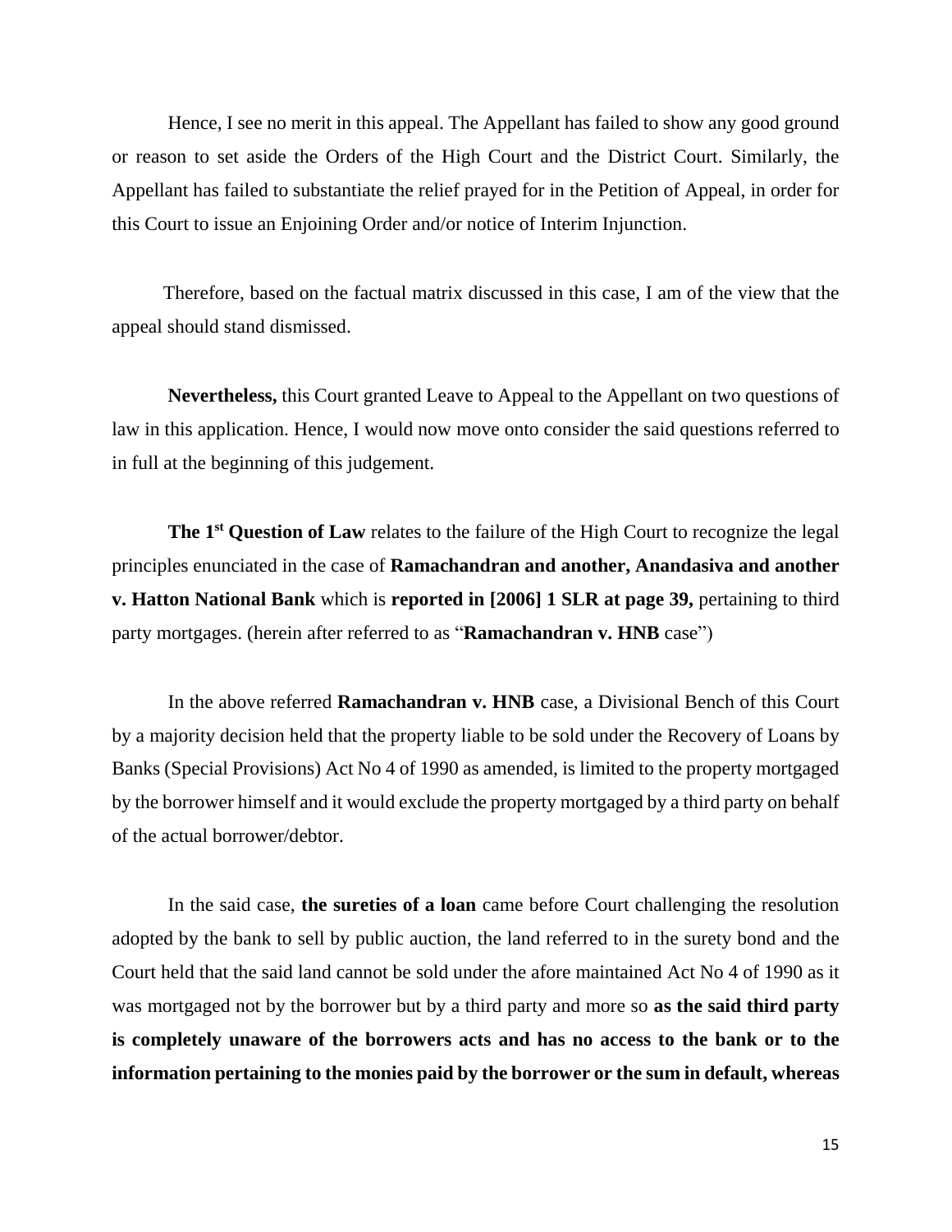Hence, I see no merit in this appeal. The Appellant has failed to show any good ground or reason to set aside the Orders of the High Court and the District Court. Similarly, the Appellant has failed to substantiate the relief prayed for in the Petition of Appeal, in order for this Court to issue an Enjoining Order and/or notice of Interim Injunction.

Therefore, based on the factual matrix discussed in this case, I am of the view that the appeal should stand dismissed.

**Nevertheless,** this Court granted Leave to Appeal to the Appellant on two questions of law in this application. Hence, I would now move onto consider the said questions referred to in full at the beginning of this judgement.

**The 1st Question of Law** relates to the failure of the High Court to recognize the legal principles enunciated in the case of **Ramachandran and another, Anandasiva and another v. Hatton National Bank** which is **reported in [2006] 1 SLR at page 39,** pertaining to third party mortgages. (herein after referred to as "**Ramachandran v. HNB** case")

In the above referred **Ramachandran v. HNB** case, a Divisional Bench of this Court by a majority decision held that the property liable to be sold under the Recovery of Loans by Banks (Special Provisions) Act No 4 of 1990 as amended, is limited to the property mortgaged by the borrower himself and it would exclude the property mortgaged by a third party on behalf of the actual borrower/debtor.

In the said case, **the sureties of a loan** came before Court challenging the resolution adopted by the bank to sell by public auction, the land referred to in the surety bond and the Court held that the said land cannot be sold under the afore maintained Act No 4 of 1990 as it was mortgaged not by the borrower but by a third party and more so **as the said third party is completely unaware of the borrowers acts and has no access to the bank or to the information pertaining to the monies paid by the borrower or the sum in default, whereas**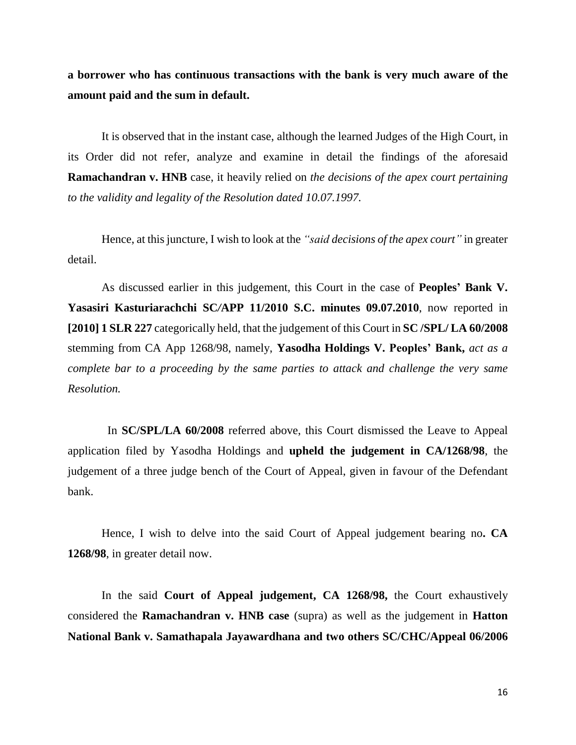**a borrower who has continuous transactions with the bank is very much aware of the amount paid and the sum in default.**

It is observed that in the instant case, although the learned Judges of the High Court, in its Order did not refer, analyze and examine in detail the findings of the aforesaid **Ramachandran v. HNB** case, it heavily relied on *the decisions of the apex court pertaining to the validity and legality of the Resolution dated 10.07.1997.*

Hence, at this juncture, I wish to look at the *"said decisions of the apex court"* in greater detail.

As discussed earlier in this judgement, this Court in the case of **Peoples' Bank V. Yasasiri Kasturiarachchi SC/APP 11/2010 S.C. minutes 09.07.2010**, now reported in **[2010] 1 SLR 227** categorically held, that the judgement of this Court in **SC /SPL/ LA 60/2008** stemming from CA App 1268/98, namely, **Yasodha Holdings V. Peoples' Bank,** *act as a complete bar to a proceeding by the same parties to attack and challenge the very same Resolution.*

In **SC/SPL/LA 60/2008** referred above, this Court dismissed the Leave to Appeal application filed by Yasodha Holdings and **upheld the judgement in CA/1268/98**, the judgement of a three judge bench of the Court of Appeal, given in favour of the Defendant bank.

Hence, I wish to delve into the said Court of Appeal judgement bearing no**. CA 1268/98**, in greater detail now.

In the said **Court of Appeal judgement, CA 1268/98,** the Court exhaustively considered the **Ramachandran v. HNB case** (supra) as well as the judgement in **Hatton National Bank v. Samathapala Jayawardhana and two others SC/CHC/Appeal 06/2006**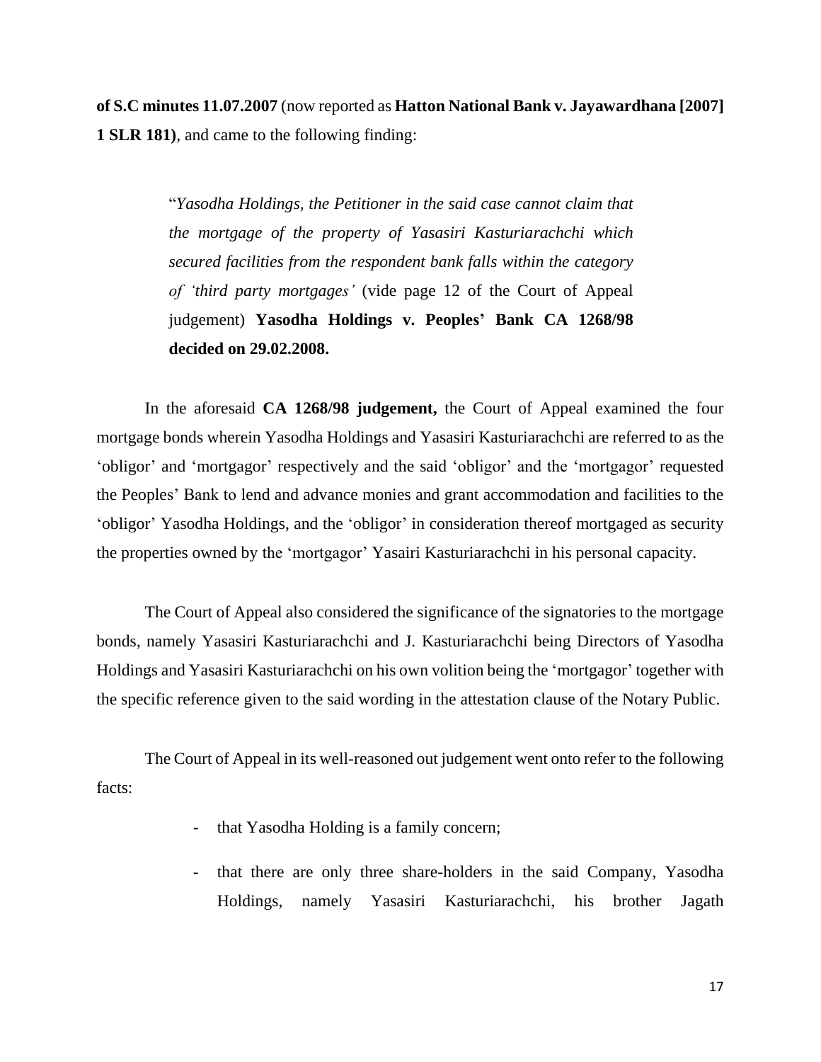**of S.C minutes 11.07.2007** (now reported as **Hatton National Bank v. Jayawardhana [2007] 1 SLR 181)**, and came to the following finding:

> "*Yasodha Holdings, the Petitioner in the said case cannot claim that the mortgage of the property of Yasasiri Kasturiarachchi which secured facilities from the respondent bank falls within the category of 'third party mortgages'* (vide page 12 of the Court of Appeal judgement) **Yasodha Holdings v. Peoples' Bank CA 1268/98 decided on 29.02.2008.**

In the aforesaid **CA 1268/98 judgement,** the Court of Appeal examined the four mortgage bonds wherein Yasodha Holdings and Yasasiri Kasturiarachchi are referred to as the 'obligor' and 'mortgagor' respectively and the said 'obligor' and the 'mortgagor' requested the Peoples' Bank to lend and advance monies and grant accommodation and facilities to the 'obligor' Yasodha Holdings, and the 'obligor' in consideration thereof mortgaged as security the properties owned by the 'mortgagor' Yasairi Kasturiarachchi in his personal capacity.

The Court of Appeal also considered the significance of the signatories to the mortgage bonds, namely Yasasiri Kasturiarachchi and J. Kasturiarachchi being Directors of Yasodha Holdings and Yasasiri Kasturiarachchi on his own volition being the 'mortgagor' together with the specific reference given to the said wording in the attestation clause of the Notary Public.

The Court of Appeal in its well-reasoned out judgement went onto refer to the following facts:

- that Yasodha Holding is a family concern;
- that there are only three share-holders in the said Company, Yasodha Holdings, namely Yasasiri Kasturiarachchi, his brother Jagath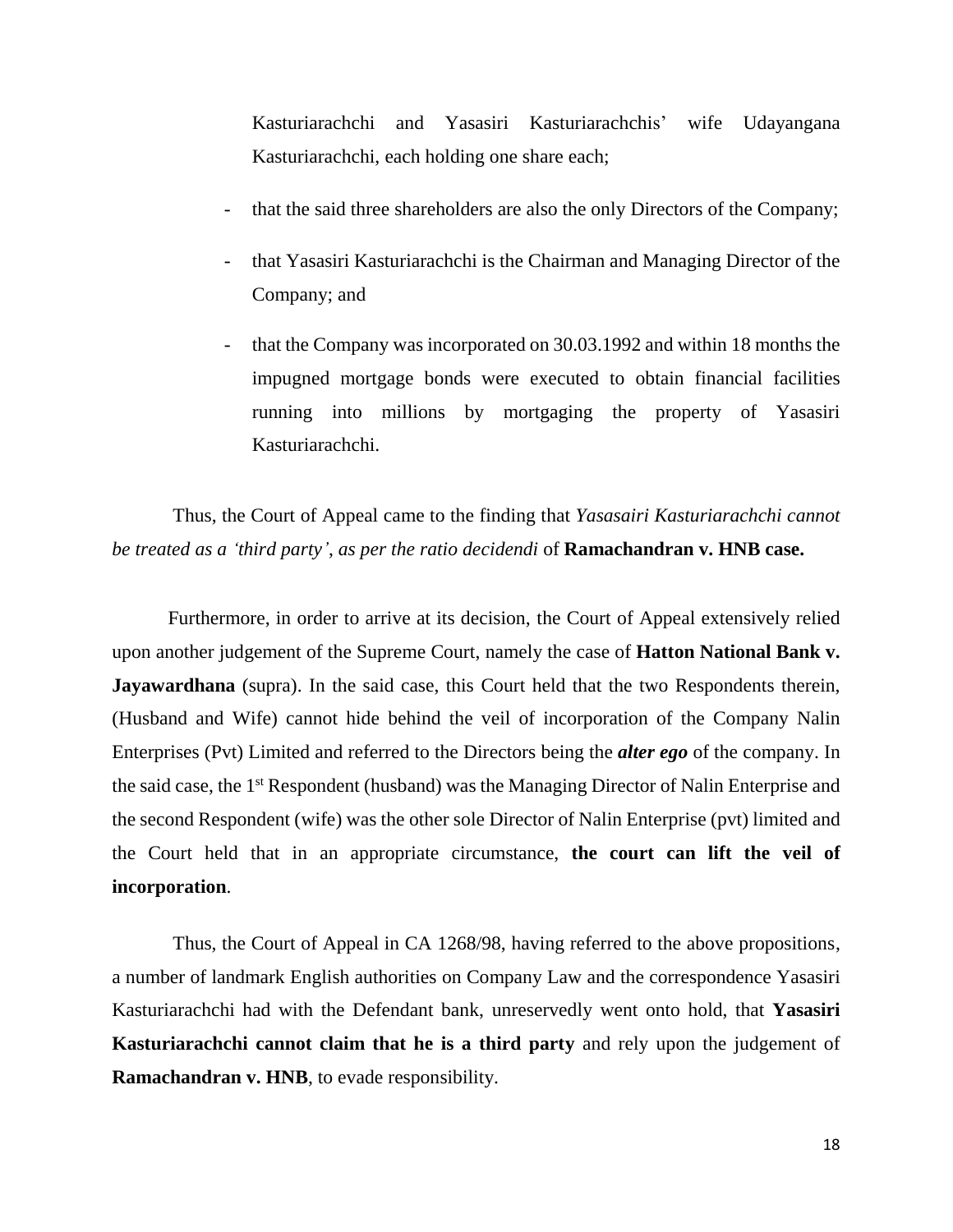Kasturiarachchi and Yasasiri Kasturiarachchis' wife Udayangana Kasturiarachchi, each holding one share each;

- that the said three shareholders are also the only Directors of the Company;
- that Yasasiri Kasturiarachchi is the Chairman and Managing Director of the Company; and
- that the Company was incorporated on 30.03.1992 and within 18 months the impugned mortgage bonds were executed to obtain financial facilities running into millions by mortgaging the property of Yasasiri Kasturiarachchi.

Thus, the Court of Appeal came to the finding that *Yasasairi Kasturiarachchi cannot be treated as a 'third party', as per the ratio decidendi* of **Ramachandran v. HNB case.**

Furthermore, in order to arrive at its decision, the Court of Appeal extensively relied upon another judgement of the Supreme Court, namely the case of **Hatton National Bank v. Jayawardhana** (supra). In the said case, this Court held that the two Respondents therein, (Husband and Wife) cannot hide behind the veil of incorporation of the Company Nalin Enterprises (Pvt) Limited and referred to the Directors being the ***alter ego*** of the company. In the said case, the 1st Respondent (husband) was the Managing Director of Nalin Enterprise and the second Respondent (wife) was the other sole Director of Nalin Enterprise (pvt) limited and the Court held that in an appropriate circumstance, **the court can lift the veil of incorporation**.

Thus, the Court of Appeal in CA 1268/98, having referred to the above propositions, a number of landmark English authorities on Company Law and the correspondence Yasasiri Kasturiarachchi had with the Defendant bank, unreservedly went onto hold, that **Yasasiri Kasturiarachchi cannot claim that he is a third party** and rely upon the judgement of **Ramachandran v. HNB**, to evade responsibility.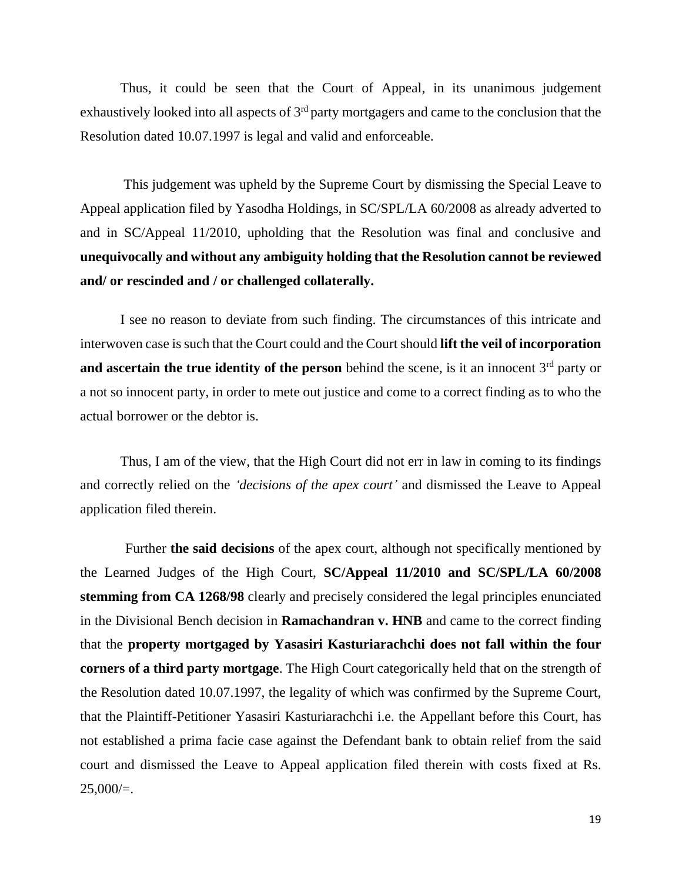Thus, it could be seen that the Court of Appeal, in its unanimous judgement exhaustively looked into all aspects of 3rd party mortgagers and came to the conclusion that the Resolution dated 10.07.1997 is legal and valid and enforceable.

This judgement was upheld by the Supreme Court by dismissing the Special Leave to Appeal application filed by Yasodha Holdings, in SC/SPL/LA 60/2008 as already adverted to and in SC/Appeal 11/2010, upholding that the Resolution was final and conclusive and **unequivocally and without any ambiguity holding that the Resolution cannot be reviewed and/ or rescinded and / or challenged collaterally.**

I see no reason to deviate from such finding. The circumstances of this intricate and interwoven case is such that the Court could and the Court should **lift the veil of incorporation and ascertain the true identity of the person** behind the scene, is it an innocent 3rd party or a not so innocent party, in order to mete out justice and come to a correct finding as to who the actual borrower or the debtor is.

Thus, I am of the view, that the High Court did not err in law in coming to its findings and correctly relied on the *'decisions of the apex court'* and dismissed the Leave to Appeal application filed therein.

Further **the said decisions** of the apex court, although not specifically mentioned by the Learned Judges of the High Court, **SC/Appeal 11/2010 and SC/SPL/LA 60/2008 stemming from CA 1268/98** clearly and precisely considered the legal principles enunciated in the Divisional Bench decision in **Ramachandran v. HNB** and came to the correct finding that the **property mortgaged by Yasasiri Kasturiarachchi does not fall within the four corners of a third party mortgage**. The High Court categorically held that on the strength of the Resolution dated 10.07.1997, the legality of which was confirmed by the Supreme Court, that the Plaintiff-Petitioner Yasasiri Kasturiarachchi i.e. the Appellant before this Court, has not established a prima facie case against the Defendant bank to obtain relief from the said court and dismissed the Leave to Appeal application filed therein with costs fixed at Rs. 25,000/=.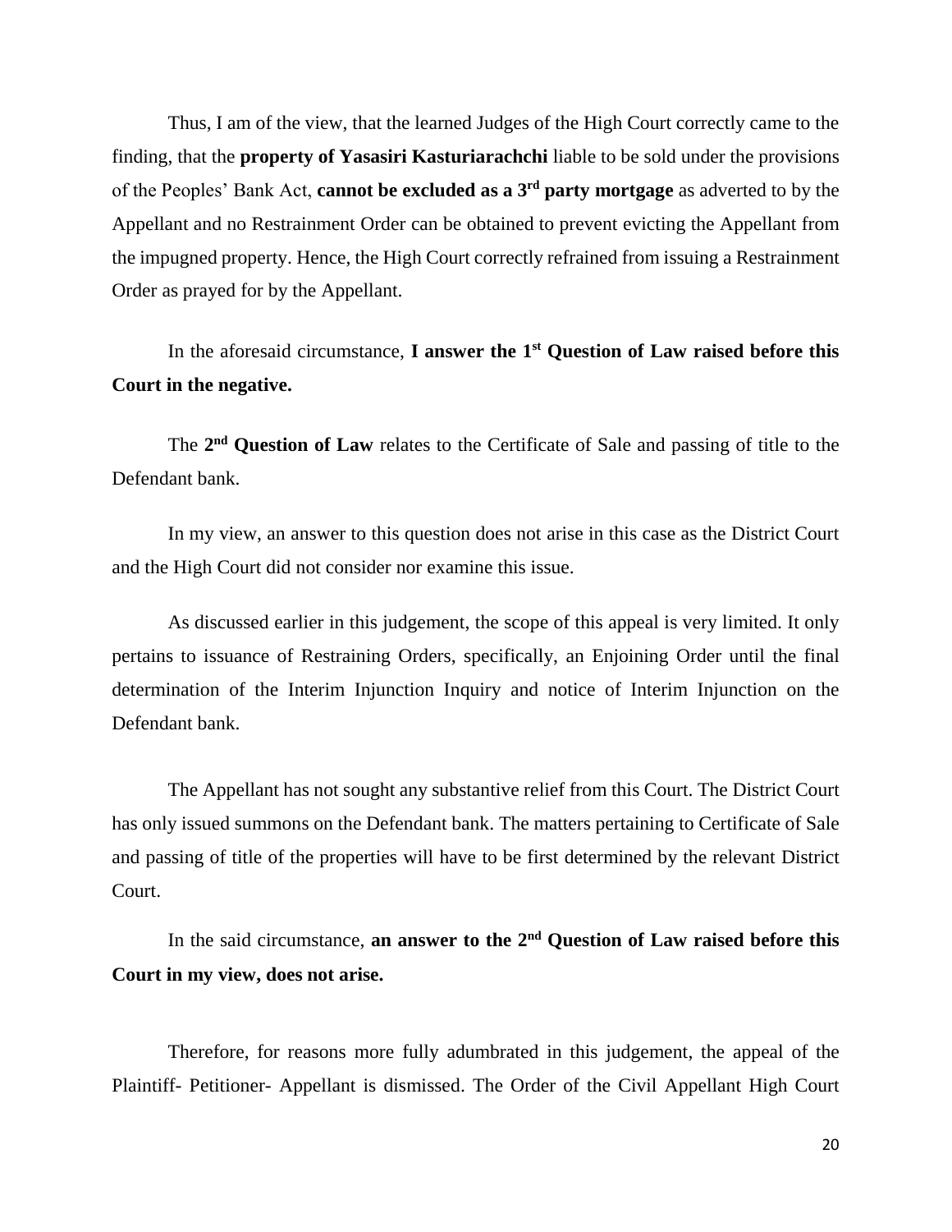Thus, I am of the view, that the learned Judges of the High Court correctly came to the finding, that the **property of Yasasiri Kasturiarachchi** liable to be sold under the provisions of the Peoples' Bank Act, **cannot be excluded as a 3rd party mortgage** as adverted to by the Appellant and no Restrainment Order can be obtained to prevent evicting the Appellant from the impugned property. Hence, the High Court correctly refrained from issuing a Restrainment Order as prayed for by the Appellant.

In the aforesaid circumstance, **I answer the 1st Question of Law raised before this Court in the negative.**

The **2nd Question of Law** relates to the Certificate of Sale and passing of title to the Defendant bank.

In my view, an answer to this question does not arise in this case as the District Court and the High Court did not consider nor examine this issue.

As discussed earlier in this judgement, the scope of this appeal is very limited. It only pertains to issuance of Restraining Orders, specifically, an Enjoining Order until the final determination of the Interim Injunction Inquiry and notice of Interim Injunction on the Defendant bank.

The Appellant has not sought any substantive relief from this Court. The District Court has only issued summons on the Defendant bank. The matters pertaining to Certificate of Sale and passing of title of the properties will have to be first determined by the relevant District Court.

In the said circumstance, **an answer to the 2nd Question of Law raised before this Court in my view, does not arise.**

Therefore, for reasons more fully adumbrated in this judgement, the appeal of the Plaintiff- Petitioner- Appellant is dismissed. The Order of the Civil Appellant High Court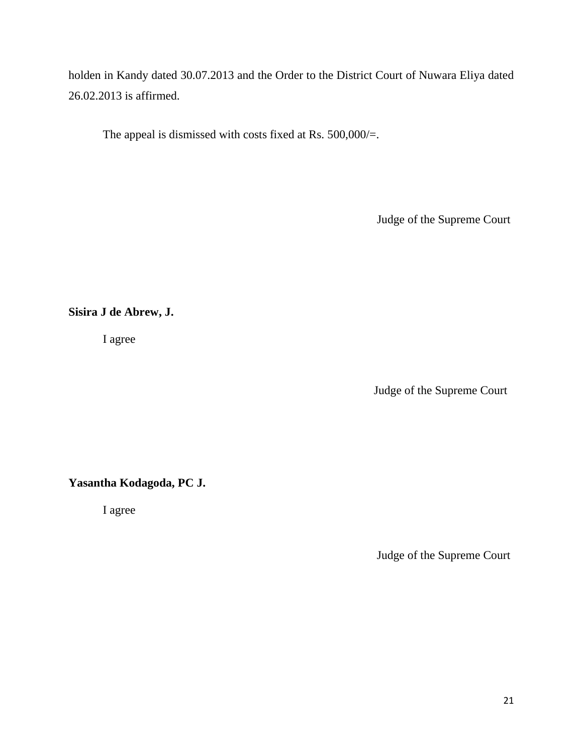holden in Kandy dated 30.07.2013 and the Order to the District Court of Nuwara Eliya dated 26.02.2013 is affirmed.

The appeal is dismissed with costs fixed at Rs. 500,000/=.

Judge of the Supreme Court

**Sisira J de Abrew, J.**

I agree

Judge of the Supreme Court

**Yasantha Kodagoda, PC J.**

I agree

Judge of the Supreme Court